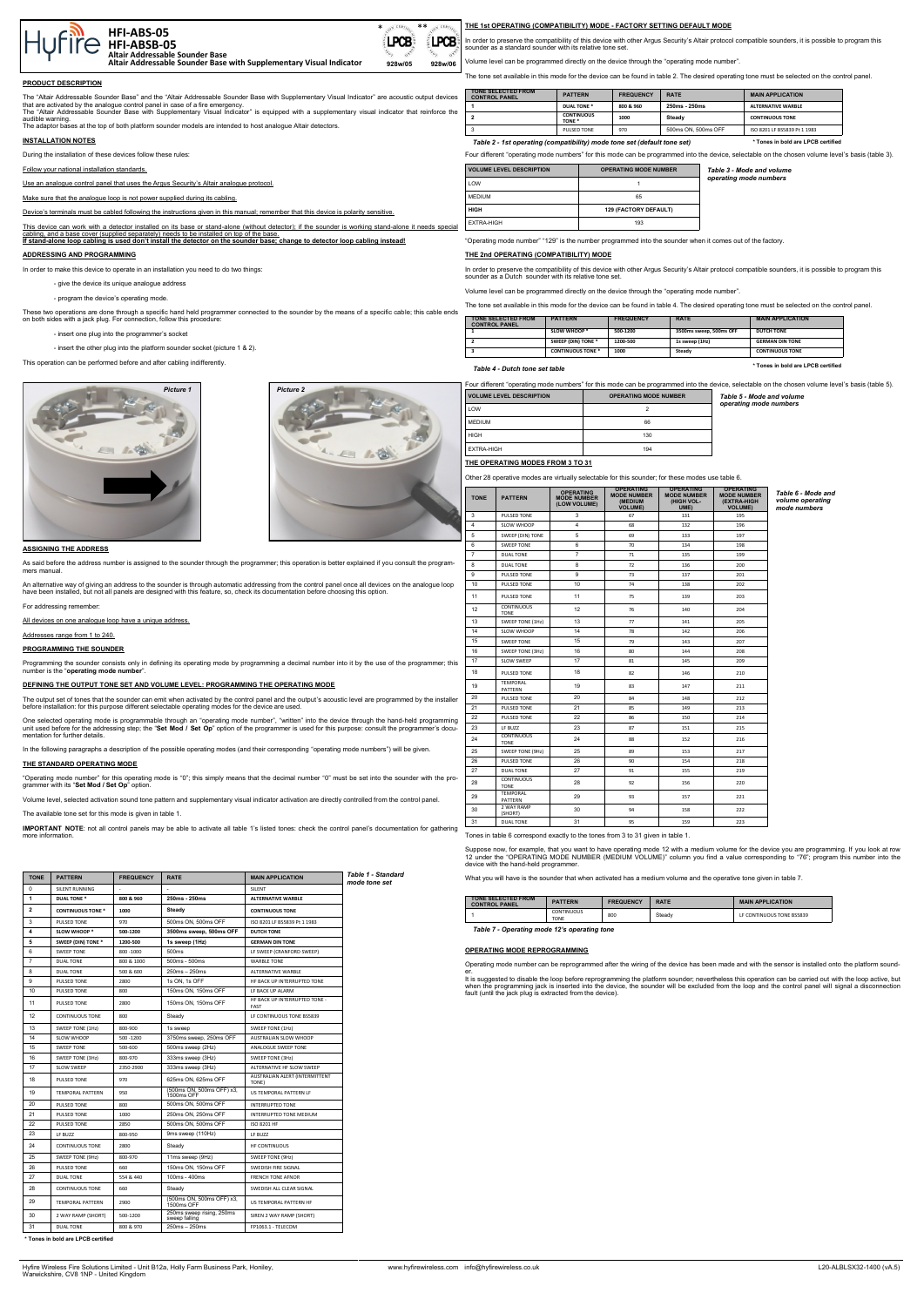# HFI-ABS-05
# HFI-ABSB-05
**Altair Addressable Sounder Base**
**Altair Addressable Sounder Base with Supplementary Visual Indicator**

LPCB 928w/05 LPCB 928w/06

## PRODUCT DESCRIPTION

The "Altair Addressable Sounder Base" and the "Altair Addressable Sounder Base with Supplementary Visual Indicator" are acoustic output devices that are activated by the analogue control panel in case of a fire emergency.
The "Altair Addressable Sounder Base with Supplementary Visual Indicator" is equipped with a supplementary visual indicator that reinforce the audible warning.
The adaptor bases at the top of both platform sounder models are intended to host analogue Altair detectors.

## INSTALLATION NOTES

During the installation of these devices follow these rules:

Follow your national installation standards.

Use an analogue control panel that uses the Argus Security's Altair analogue protocol.

Make sure that the analogue loop is not power supplied during its cabling.

Device's terminals must be cabled following the instructions given in this manual; remember that this device is polarity sensitive.

This device can work with a detector installed on its base or stand-alone (without detector); if the sounder is working stand-alone it needs special cabling, and a base cover (supplied separately) needs to be installed on top of the base.
**If stand-alone loop cabling is used don't install the detector on the sounder base; change to detector loop cabling instead!**

## ADDRESSING AND PROGRAMMING

In order to make this device to operate in an installation you need to do two things:

- give the device its unique analogue address
- program the device's operating mode.

These two operations are done through a specific hand held programmer connected to the sounder by the means of a specific cable; this cable ends on both sides with a jack plug. For connection, follow this procedure:

- insert one plug into the programmer's socket
- insert the other plug into the platform sounder socket (picture 1 & 2).

This operation can be performed before and after cabling indifferently.

Picture 1

Picture 2

## ASSIGNING THE ADDRESS

As said before the address number is assigned to the sounder through the programmer; this operation is better explained if you consult the programmers manual.

An alternative way of giving an address to the sounder is through automatic addressing from the control panel once all devices on the analogue loop have been installed, but not all panels are designed with this feature, so, check its documentation before choosing this option.

For addressing remember:

All devices on one analogue loop have a unique address.

Addresses range from 1 to 240.

## PROGRAMMING THE SOUNDER

Programming the sounder consists only in defining its operating mode by programming a decimal number into it by the use of the programmer; this number is the "**operating mode number**".

## DEFINING THE OUTPUT TONE SET AND VOLUME LEVEL: PROGRAMMING THE OPERATING MODE

The output set of tones that the sounder can emit when activated by the control panel and the output's acoustic level are programmed by the installer before installation: for this purpose different selectable operating modes for the device are used.

One selected operating mode is programmable through an "operating mode number", "written" into the device through the hand-held programming unit used before for the addressing step; the "**Set Mod / Set Op**" option of the programmer is used for this purpose: consult the programmer's documentation for further details.

In the following paragraphs a description of the possible operating modes (and their corresponding "operating mode numbers") will be given.

## THE STANDARD OPERATING MODE

"Operating mode number" for this operating mode is "0"; this simply means that the decimal number "0" must be set into the sounder with the programmer with its "**Set Mod / Set Op**" option.

Volume level, selected activation sound tone pattern and supplementary visual indicator activation are directly controlled from the control panel.

The available tone set for this mode is given in table 1.

**IMPORTANT NOTE**: not all control panels may be able to activate all table 1's listed tones: check the control panel's documentation for gathering more information.

| TONE | PATTERN | FREQUENCY | RATE | MAIN APPLICATION |
|---|---|---|---|---|
| 0 | SILENT RUNNING | - | - | SILENT |
| **1** | **DUAL TONE *** | **800 & 960** | **250ms - 250ms** | **ALTERNATIVE WARBLE** |
| **2** | **CONTINUOUS TONE *** | **1000** | **Steady** | **CONTINUOUS TONE** |
| 3 | PULSED TONE | 970 | 500ms ON, 500ms OFF | ISO 8201 LF BS5839 Pt 1 1983 |
| **4** | **SLOW WHOOP *** | **500-1200** | **3500ms sweep, 500ms OFF** | **DUTCH TONE** |
| **5** | **SWEEP (DIN) TONE *** | **1200-500** | **1s sweep (1Hz)** | **GERMAN DIN TONE** |
| 6 | SWEEP TONE | 800 - 1000 | 500ms | LF SWEEP (CRANFORD SWEEP) |
| 7 | DUAL TONE | 800 & 1000 | 500ms - 500ms | WARBLE TONE |
| 8 | DUAL TONE | 500 & 600 | 250ms – 250ms | ALTERNATIVE WARBLE |
| 9 | PULSED TONE | 2800 | 1s ON, 1s OFF | HF BACK UP INTERRUPTED TONE |
| 10 | PULSED TONE | 800 | 150ms ON, 150ms OFF | LF BACK UP ALARM |
| 11 | PULSED TONE | 2800 | 150ms ON, 150ms OFF | HF BACK UP INTERRUPTED TONE - FAST |
| 12 | CONTINUOUS TONE | 800 | Steady | LF CONTINUOUS TONE BS5839 |
| 13 | SWEEP TONE (1Hz) | 800-900 | 1s sweep | SWEEP TONE (1Hz) |
| 14 | SLOW WHOOP | 500 -1200 | 3750ms sweep, 250ms OFF | AUSTRALIAN SLOW WHOOP |
| 15 | SWEEP TONE | 500-600 | 500ms sweep (2Hz) | ANALOGUE SWEEP TONE |
| 16 | SWEEP TONE (3Hz) | 800-970 | 333ms sweep (3Hz) | SWEEP TONE (3Hz) |
| 17 | SLOW SWEEP | 2350-2900 | 333ms sweep (3Hz) | ALTERNATIVE HF SLOW SWEEP |
| 18 | PULSED TONE | 970 | 625ms ON, 625ms OFF | AUSTRALIAN ALERT (INTERMITTENT TONE) |
| 19 | TEMPORAL PATTERN | 950 | (500ms ON, 500ms OFF) x3, 1500ms OFF | US TEMPORAL PATTERN LF |
| 20 | PULSED TONE | 800 | 500ms ON, 500ms OFF | INTERRUPTED TONE |
| 21 | PULSED TONE | 1000 | 250ms ON, 250ms OFF | INTERRUPTED TONE MEDIUM |
| 22 | PULSED TONE | 2850 | 500ms ON, 500ms OFF | ISO 8201 HF |
| 23 | LF BUZZ | 800-950 | 9ms sweep (110Hz) | LF BUZZ |
| 24 | CONTINUOUS TONE | 2800 | Steady | HF CONTINUOUS |
| 25 | SWEEP TONE (9Hz) | 800-970 | 11ms sweep (9Hz) | SWEEP TONE (9Hz) |
| 26 | PULSED TONE | 660 | 150ms ON, 150ms OFF | SWEDISH FIRE SIGNAL |
| 27 | DUAL TONE | 554 & 440 | 100ms - 400ms | FRENCH TONE AFNOR |
| 28 | CONTINUOUS TONE | 660 | Steady | SWEDISH ALL CLEAR SIGNAL |
| 29 | TEMPORAL PATTERN | 2900 | (500ms ON, 500ms OFF) x3, 1500ms OFF | US TEMPORAL PATTERN HF |
| 30 | 2 WAY RAMP (SHORT) | 500-1200 | 250ms sweep rising, 250ms sweep falling | SIREN 2 WAY RAMP (SHORT) |
| 31 | DUAL TONE | 800 & 970 | 250ms – 250ms | FP1063.1 - TELECOM |

*Table 1 - Standard mode tone set*

\* Tones in bold are LPCB certified

## THE 1st OPERATING (COMPATIBILITY) MODE - FACTORY SETTING DEFAULT MODE

In order to preserve the compatibility of this device with other Argus Security's Altair protocol compatible sounders, it is possible to program this sounder as a standard sounder with its relative tone set.

Volume level can be programmed directly on the device through the "operating mode number".

The tone set available in this mode for the device can be found in table 2. The desired operating tone must be selected on the control panel.

| TONE SELECTED FROM CONTROL PANEL | PATTERN | FREQUENCY | RATE | MAIN APPLICATION |
|---|---|---|---|---|
| **1** | **DUAL TONE *** | **800 & 960** | **250ms - 250ms** | **ALTERNATIVE WARBLE** |
| **2** | **CONTINUOUS TONE *** | **1000** | **Steady** | **CONTINUOUS TONE** |
| 3 | PULSED TONE | 970 | 500ms ON, 500ms OFF | ISO 8201 LF BS5839 Pt 1 1983 |

*Table 2 - 1st operating (compatibility) mode tone set (default tone set)*  \* Tones in bold are LPCB certified

Four different "operating mode numbers" for this mode can be programmed into the device, selectable on the chosen volume level's basis (table 3).

| VOLUME LEVEL DESCRIPTION | OPERATING MODE NUMBER |
|---|---|
| LOW | 1 |
| MEDIUM | 65 |
| **HIGH** | **129 (FACTORY DEFAULT)** |
| EXTRA-HIGH | 193 |

*Table 3 - Mode and volume operating mode numbers*

"Operating mode number" "129" is the number programmed into the sounder when it comes out of the factory.

## THE 2nd OPERATING (COMPATIBILITY) MODE

In order to preserve the compatibility of this device with other Argus Security's Altair protocol compatible sounders, it is possible to program this sounder as a Dutch sounder with its relative tone set.

Volume level can be programmed directly on the device through the "operating mode number".

The tone set available in this mode for the device can be found in table 4. The desired operating tone must be selected on the control panel.

| TONE SELECTED FROM CONTROL PANEL | PATTERN | FREQUENCY | RATE | MAIN APPLICATION |
|---|---|---|---|---|
| **1** | **SLOW WHOOP *** | **500-1200** | **3500ms sweep, 500ms OFF** | **DUTCH TONE** |
| **2** | **SWEEP (DIN) TONE *** | **1200-500** | **1s sweep (1Hz)** | **GERMAN DIN TONE** |
| **3** | **CONTINUOUS TONE *** | **1000** | **Steady** | **CONTINUOUS TONE** |

*Table 4 - Dutch tone set table*  \* Tones in bold are LPCB certified

Four different "operating mode numbers" for this mode can be programmed into the device, selectable on the chosen volume level's basis (table 5).

| VOLUME LEVEL DESCRIPTION | OPERATING MODE NUMBER |
|---|---|
| LOW | 2 |
| MEDIUM | 66 |
| HIGH | 130 |
| EXTRA-HIGH | 194 |

*Table 5 - Mode and volume operating mode numbers*

## THE OPERATING MODES FROM 3 TO 31

Other 28 operative modes are virtually selectable for this sounder; for these modes use table 6.

| TONE | PATTERN | OPERATING MODE NUMBER (LOW VOLUME) | OPERATING MODE NUMBER (MEDIUM VOLUME) | OPERATING MODE NUMBER (HIGH VOLUME) | OPERATING MODE NUMBER (EXTRA-HIGH VOLUME) |
|---|---|---|---|---|---|
| 3 | PULSED TONE | 3 | 67 | 131 | 195 |
| 4 | SLOW WHOOP | 4 | 68 | 132 | 196 |
| 5 | SWEEP (DIN) TONE | 5 | 69 | 133 | 197 |
| 6 | SWEEP TONE | 6 | 70 | 134 | 198 |
| 7 | DUAL TONE | 7 | 71 | 135 | 199 |
| 8 | DUAL TONE | 8 | 72 | 136 | 200 |
| 9 | PULSED TONE | 9 | 73 | 137 | 201 |
| 10 | PULSED TONE | 10 | 74 | 138 | 202 |
| 11 | PULSED TONE | 11 | 75 | 139 | 203 |
| 12 | CONTINUOUS TONE | 12 | 76 | 140 | 204 |
| 13 | SWEEP TONE (1Hz) | 13 | 77 | 141 | 205 |
| 14 | SLOW WHOOP | 14 | 78 | 142 | 206 |
| 15 | SWEEP TONE | 15 | 79 | 143 | 207 |
| 16 | SWEEP TONE (3Hz) | 16 | 80 | 144 | 208 |
| 17 | SLOW SWEEP | 17 | 81 | 145 | 209 |
| 18 | PULSED TONE | 18 | 82 | 146 | 210 |
| 19 | TEMPORAL PATTERN | 19 | 83 | 147 | 211 |
| 20 | PULSED TONE | 20 | 84 | 148 | 212 |
| 21 | PULSED TONE | 21 | 85 | 149 | 213 |
| 22 | PULSED TONE | 22 | 86 | 150 | 214 |
| 23 | LF BUZZ | 23 | 87 | 151 | 215 |
| 24 | CONTINUOUS TONE | 24 | 88 | 152 | 216 |
| 25 | SWEEP TONE (9Hz) | 25 | 89 | 153 | 217 |
| 26 | PULSED TONE | 26 | 90 | 154 | 218 |
| 27 | DUAL TONE | 27 | 91 | 155 | 219 |
| 28 | CONTINUOUS TONE | 28 | 92 | 156 | 220 |
| 29 | TEMPORAL PATTERN | 29 | 93 | 157 | 221 |
| 30 | 2 WAY RAMP (SHORT) | 30 | 94 | 158 | 222 |
| 31 | DUAL TONE | 31 | 95 | 159 | 223 |

*Table 6 - Mode and volume operating mode numbers*

Tones in table 6 correspond exactly to the tones from 3 to 31 given in table 1.

Suppose now, for example, that you want to have operating mode 12 with a medium volume for the device you are programming. If you look at row 12 under the "OPERATING MODE NUMBER (MEDIUM VOLUME)" column you find a value corresponding to "76"; program this number into the device with the hand-held programmer.

What you will have is the sounder that when activated has a medium volume and the operative tone given in table 7.

| TONE SELECTED FROM CONTROL PANEL | PATTERN | FREQUENCY | RATE | MAIN APPLICATION |
|---|---|---|---|---|
| 1 | CONTINUOUS TONE | 800 | Steady | LF CONTINUOUS TONE BS5839 |

*Table 7 - Operating mode 12's operating tone*

## OPERATING MODE REPROGRAMMING

Operating mode number can be reprogrammed after the wiring of the device has been made and with the sensor is installed onto the platform sounder.

It is suggested to disable the loop before reprogramming the platform sounder; nevertheless this operation can be carried out with the loop active, but when the programming jack is inserted into the device, the sounder will be excluded from the loop and the control panel will signal a disconnection fault (until the jack plug is extracted from the device).

Hyfire Wireless Fire Solutions Limited - Unit B12a, Holly Farm Business Park, Honiley, Warwickshire, CV8 1NP - United Kingdom    www.hyfirewireless.com  info@hyfirewireless.co.uk    L20-ALBLSX32-1400 (vA.5)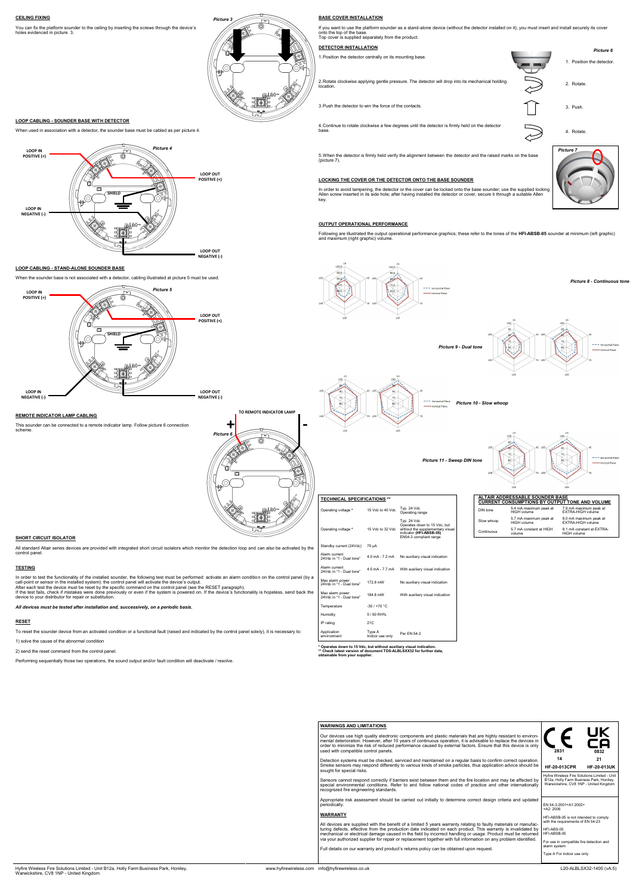## CEILING FIXING

You can fix the platform sounder to the ceiling by inserting the screws through the device's holes evidenced in picture 3.

Picture 3

## LOOP CABLING - SOUNDER BASE WITH DETECTOR

When used in association with a detector, the sounder base must be cabled as per picture 4.

Picture 4

LOOP IN POSITIVE (+)

LOOP OUT POSITIVE (+)

SHIELD

LOOP IN NEGATIVE (-)

LOOP OUT NEGATIVE (-)

## LOOP CABLING - STAND-ALONE SOUNDER BASE

When the sounder base is not associated with a detector, cabling illustrated at picture 5 must be used.

Picture 5

LOOP IN POSITIVE (+)

LOOP OUT POSITIVE (+)

SHIELD

LOOP IN NEGATIVE (-)

LOOP OUT NEGATIVE (-)

## REMOTE INDICATOR LAMP CABLING

This sounder can be connected to a remote indicator lamp. Follow picture 6 connection scheme.

TO REMOTE INDICATOR LAMP

+

-

Picture 6

## SHORT CIRCUIT ISOLATOR

All standard Altair series devices are provided with integrated short circuit isolators which monitor the detection loop and can also be activated by the control panel.

## TESTING

In order to test the functionality of the installed sounder, the following test must be performed: activate an alarm condition on the control panel (by a call-point or sensor in the installed system): the control panel will activate the device's output.
After each test the device must be reset by the specific command on the control panel (see the RESET paragraph).
If the test fails, check if mistakes were done previously or even if the system is powered on. If the device's functionality is hopeless, send back the device to your distributor for repair or substitution.

***All devices must be tested after installation and, successively, on a periodic basis.***

## RESET

To reset the sounder device from an activated condition or a functional fault (raised and indicated by the control panel solely), it is necessary to:

1) solve the cause of the abnormal condition

2) send the reset command from the control panel.

Performing sequentially those two operations, the sound output and/or fault condition will deactivate / resolve.

## BASE COVER INSTALLATION

If you want to use the platform sounder as a stand-alone device (without the detector installed on it), you must insert and install securely its cover onto the top of the base.
Top cover is supplied separately from the product.

## DETECTOR INSTALLATION

1. Position the detector centrally on its mounting base.

2. Rotate clockwise applying gentle pressure. The detector will drop into its mechanical holding location.

3. Push the detector to win the force of the contacts.

4. Continue to rotate clockwise a few degrees until the detector is firmly held on the detector base.

5. When the detector is firmly held verify the alignment between the detector and the raised marks on the base (picture 7).

Picture 6

1. Position the detector.

2. Rotate.

3. Push.

4. Rotate.

Picture 7

## LOCKING THE COVER OR THE DETECTOR ONTO THE BASE SOUNDER

In order to avoid tampering, the detector or the cover can be locked onto the base sounder; use the supplied locking Allen screw inserted in its side hole; after having installed the detector or cover, secure it through a suitable Allen key.

## OUTPUT OPERATIONAL PERFORMANCE

Following are illustrated the output operational performance graphics; these refer to the tones of the **HFI-ABSB-05** sounder at minimum (left graphic) and maximum (right graphic) volume.

Horizontal Plane
Vertical Plane

*Picture 8 - Continuous tone*

*Picture 9 - Dual tone*

*Picture 10 - Slow whoop*

*Picture 11 - Sweep DIN tone*

| TECHNICAL SPECIFICATIONS ** | | |
|---|---|---|
| Operating voltage * | 15 Vdc to 40 Vdc | Typ. 24 Vdc Operating range |
| Operating voltage * | 15 Vdc to 32 Vdc | Typ. 24 Vdc Operates down to 15 Vdc, but without the supplementary visual indicator (**HFI-ABSB-05**) EN54-3 compliant range |
| Standby current (24Vdc) | 70 µA | |
| Alarm current 24Vdc in "1 - Dual tone" | 4.0 mA - 7.2 mA | No auxiliary visual indication |
| Alarm current 24Vdc in "1 - Dual tone" | 4.5 mA - 7.7 mA | With auxiliary visual indication |
| Max alarm power 24Vdc in "1 - Dual tone" | 172.8 mW | No auxiliary visual indication |
| Max alarm power 24Vdc in "1 - Dual tone" | 184.8 mW | With auxiliary visual indication |
| Temperature | -30 / +70 °C | |
| Humidity | 5 / 90 RH% | |
| IP rating | 21C | |
| Application environment | Type A Indoor use only | Per EN 54-3 |

**\* Operates down to 15 Vdc, but without auxiliary visual indication.**
**\*\* Check latest version of document TDS-ALBLSXX32 for further data, obtainable from your supplier.**

| ALTAIR ADDRESSABLE SOUNDER BASE CURRENT CONSUMPTIONS BY OUTPUT TONE AND VOLUME | | |
|---|---|---|
| DIN tone | 5.4 mA maximum peak at HIGH volume | 7.9 mA maximum peak at EXTRA-HIGH volume |
| Slow whoop | 5.7 mA maximum peak at HIGH volume | 8.0 mA maximum peak at EXTRA-HIGH volume |
| Continuous | 5.7 mA constant at HIGH volume | 8.1 mA constant at EXTRA-HIGH volume |

## WARNINGS AND LIMITATIONS

Our devices use high quality electronic components and plastic materials that are highly resistant to environmental deterioration. However, after 10 years of continuous operation, it is advisable to replace the devices in order to minimize the risk of reduced performance caused by external factors. Ensure that this device is only used with compatible control panels.

Detection systems must be checked, serviced and maintained on a regular basis to confirm correct operation. Smoke sensors may respond differently to various kinds of smoke particles, thus application advice should be sought for special risks.

Sensors cannot respond correctly if barriers exist between them and the fire location and may be affected by special environmental conditions. Refer to and follow national codes of practice and other internationally recognized fire engineering standards.

Appropriate risk assessment should be carried out initially to determine correct design criteria and updated periodically.

## WARRANTY

All devices are supplied with the benefit of a limited 5 years warranty relating to faulty materials or manufacturing defects, effective from the production date indicated on each product. This warranty is invalidated by mechanical or electrical damage caused in the field by incorrect handling or usage. Product must be returned via your authorized supplier for repair or replacement together with full information on any problem identified.

Full details on our warranty and product's returns policy can be obtained upon request.

| CE | UK CA |
|---|---|
| 2831 | 0832 |
| 14 | 21 |
| HF-20-013CPR | HF-20-013UK |

Hyfire Wireless Fire Solutions Limited - Unit B12a, Holly Farm Business Park, Honiley, Warwickshire, CV8 1NP - United Kingdom

EN 54-3:2001+A1:2002+ +A2: 2006

HFI-ABSB-05 is not intended to comply with the requirements of EN 54-23

HFI-ABS-05
HFI-ABSB-05

For use in compatible fire detection and alarm system

Type A For indoor use only

Hyfire Wireless Fire Solutions Limited - Unit B12a, Holly Farm Business Park, Honiley, Warwickshire, CV8 1NP - United Kingdom

www.hyfirewireless.com info@hyfirewireless.co.uk

L20-ALBLSX32-1400 (vA.5)